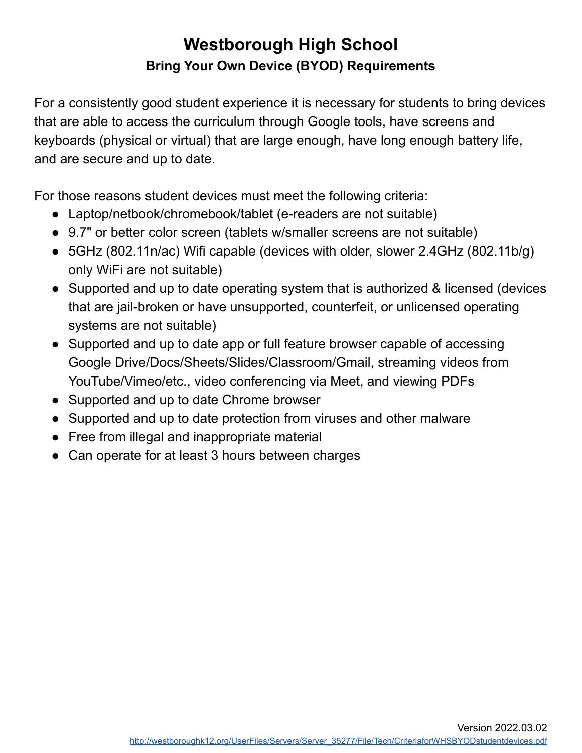# Westborough High School

## Bring Your Own Device (BYOD) Requirements

For a consistently good student experience it is necessary for students to bring devices that are able to access the curriculum through Google tools, have screens and keyboards (physical or virtual) that are large enough, have long enough battery life, and are secure and up to date.

For those reasons student devices must meet the following criteria:

- Laptop/netbook/chromebook/tablet (e-readers are not suitable)
- 9.7" or better color screen (tablets w/smaller screens are not suitable)
- 5GHz (802.11n/ac) Wifi capable (devices with older, slower 2.4GHz (802.11b/g) only WiFi are not suitable)
- Supported and up to date operating system that is authorized & licensed (devices that are jail-broken or have unsupported, counterfeit, or unlicensed operating systems are not suitable)
- Supported and up to date app or full feature browser capable of accessing Google Drive/Docs/Sheets/Slides/Classroom/Gmail, streaming videos from YouTube/Vimeo/etc., video conferencing via Meet, and viewing PDFs
- Supported and up to date Chrome browser
- Supported and up to date protection from viruses and other malware
- Free from illegal and inappropriate material
- Can operate for at least 3 hours between charges

Version 2022.03.02

http://westboroughk12.org/UserFiles/Servers/Server_35277/File/Tech/CriteriaforWHSBYODstudentdevices.pdf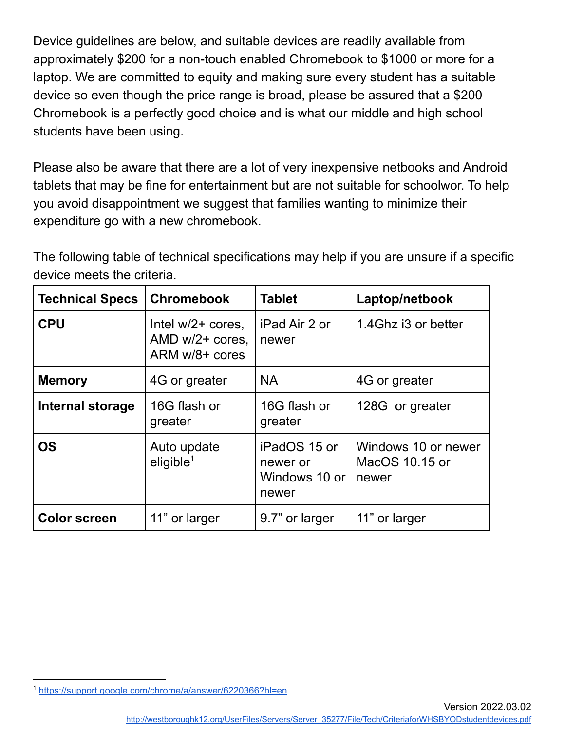Device guidelines are below, and suitable devices are readily available from approximately $200 for a non-touch enabled Chromebook to $1000 or more for a laptop. We are committed to equity and making sure every student has a suitable device so even though the price range is broad, please be assured that a $200 Chromebook is a perfectly good choice and is what our middle and high school students have been using.

Please also be aware that there are a lot of very inexpensive netbooks and Android tablets that may be fine for entertainment but are not suitable for schoolwor. To help you avoid disappointment we suggest that families wanting to minimize their expenditure go with a new chromebook.

The following table of technical specifications may help if you are unsure if a specific device meets the criteria.

| Technical Specs | Chromebook | Tablet | Laptop/netbook |
|---|---|---|---|
| **CPU** | Intel w/2+ cores, AMD w/2+ cores, ARM w/8+ cores | iPad Air 2 or newer | 1.4Ghz i3 or better |
| **Memory** | 4G or greater | NA | 4G or greater |
| **Internal storage** | 16G flash or greater | 16G flash or greater | 128G or greater |
| **OS** | Auto update eligible[1] | iPadOS 15 or newer or Windows 10 or newer | Windows 10 or newer MacOS 10.15 or newer |
| **Color screen** | 11" or larger | 9.7" or larger | 11" or larger |

[1] https://support.google.com/chrome/a/answer/6220366?hl=en

Version 2022.03.02

http://westboroughk12.org/UserFiles/Servers/Server_35277/File/Tech/CriteriaforWHSBYODstudentdevices.pdf